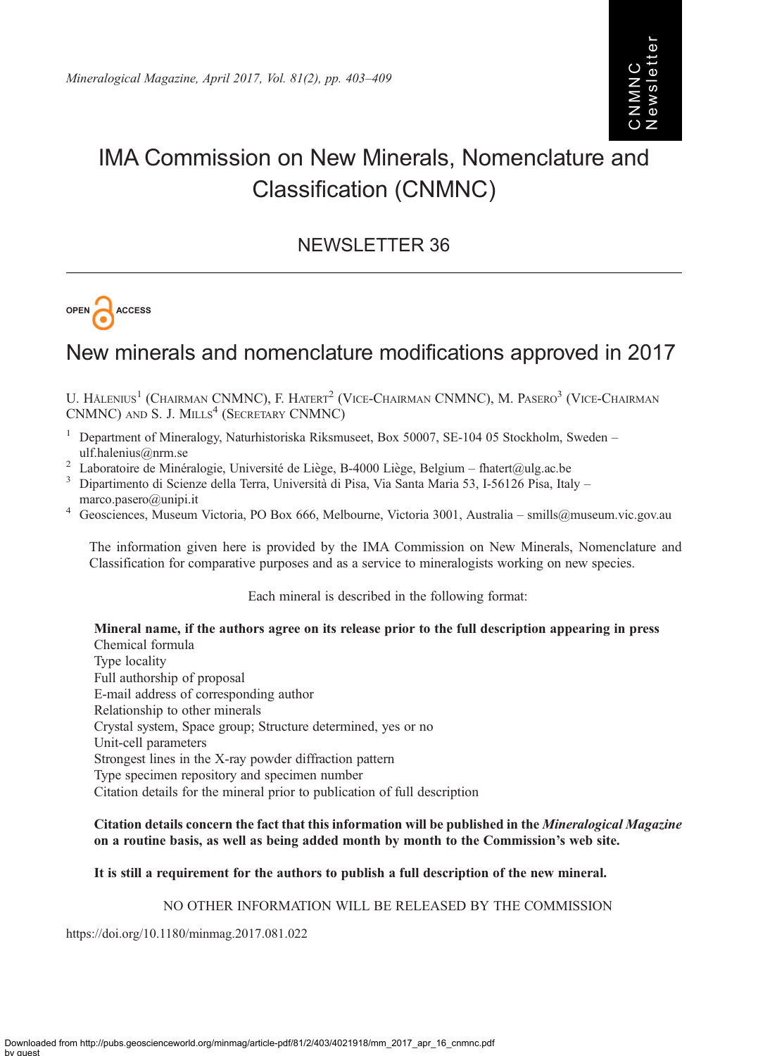# IMA Commission on New Minerals, Nomenclature and Classification (CNMNC)

## NEWSLETTER 36

OPEN ACCESS

## New minerals and nomenclature modifications approved in 2017

U. Hålenius[1] (Chairman CNMNC), F. Hatert[2] (Vice-Chairman CNMNC), M. Pasero[3] (Vice-Chairman CNMNC) and S. J. Mills[4] (Secretary CNMNC)

[1] Department of Mineralogy, Naturhistoriska Riksmuseet, Box 50007, SE-104 05 Stockholm, Sweden – ulf.halenius@nrm.se

[2] Laboratoire de Minéralogie, Université de Liège, B-4000 Liège, Belgium – fhatert@ulg.ac.be

[3] Dipartimento di Scienze della Terra, Università di Pisa, Via Santa Maria 53, I-56126 Pisa, Italy – marco.pasero@unipi.it

[4] Geosciences, Museum Victoria, PO Box 666, Melbourne, Victoria 3001, Australia – smills@museum.vic.gov.au

The information given here is provided by the IMA Commission on New Minerals, Nomenclature and Classification for comparative purposes and as a service to mineralogists working on new species.

Each mineral is described in the following format:

**Mineral name, if the authors agree on its release prior to the full description appearing in press**
Chemical formula
Type locality
Full authorship of proposal
E-mail address of corresponding author
Relationship to other minerals
Crystal system, Space group; Structure determined, yes or no
Unit-cell parameters
Strongest lines in the X-ray powder diffraction pattern
Type specimen repository and specimen number
Citation details for the mineral prior to publication of full description

**Citation details concern the fact that this information will be published in the *Mineralogical Magazine* on a routine basis, as well as being added month by month to the Commission's web site.**

**It is still a requirement for the authors to publish a full description of the new mineral.**

NO OTHER INFORMATION WILL BE RELEASED BY THE COMMISSION

https://doi.org/10.1180/minmag.2017.081.022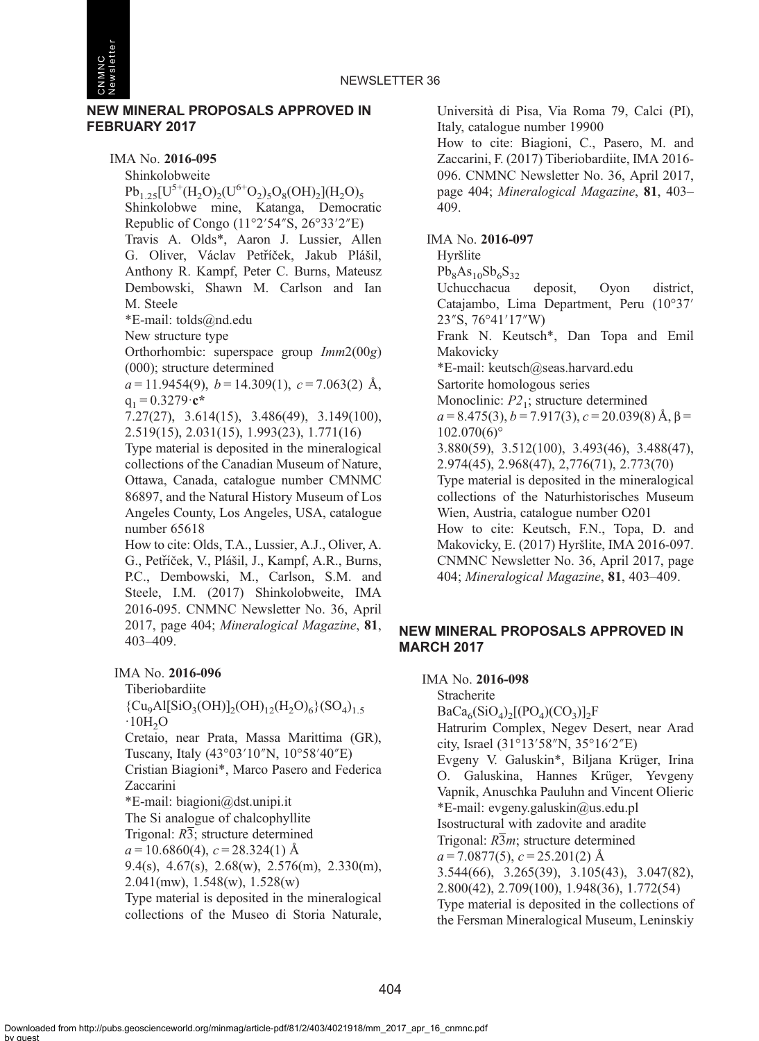## NEW MINERAL PROPOSALS APPROVED IN FEBRUARY 2017

IMA No. **2016-095**

Shinkolobweite

$Pb_{1.25}[U^{5+}(H_2O)_2(U^{6+}O_2)_5O_8(OH)_2](H_2O)_5$

Shinkolobwe mine, Katanga, Democratic Republic of Congo (11°2′54″S, 26°33′2″E)

Travis A. Olds*, Aaron J. Lussier, Allen G. Oliver, Václav Petříček, Jakub Plášil, Anthony R. Kampf, Peter C. Burns, Mateusz Dembowski, Shawn M. Carlson and Ian M. Steele

*E-mail: tolds@nd.edu

New structure type

Orthorhombic: superspace group *Imm*2(00*g*)(000); structure determined

$a = 11.9454(9)$, $b = 14.309(1)$, $c = 7.063(2)$ Å, $q_1 = 0.3279 \cdot \mathbf{c}^*$

7.27(27), 3.614(15), 3.486(49), 3.149(100), 2.519(15), 2.031(15), 1.993(23), 1.771(16)

Type material is deposited in the mineralogical collections of the Canadian Museum of Nature, Ottawa, Canada, catalogue number CMNMC 86897, and the Natural History Museum of Los Angeles County, Los Angeles, USA, catalogue number 65618

How to cite: Olds, T.A., Lussier, A.J., Oliver, A. G., Petříček, V., Plášil, J., Kampf, A.R., Burns, P.C., Dembowski, M., Carlson, S.M. and Steele, I.M. (2017) Shinkolobweite, IMA 2016-095. CNMNC Newsletter No. 36, April 2017, page 404; *Mineralogical Magazine*, **81**, 403–409.

IMA No. **2016-096**

Tiberiobardiite

$\{Cu_9Al[SiO_3(OH)]_2(OH)_{12}(H_2O)_6\}(SO_4)_{1.5} \cdot 10H_2O$

Cretaio, near Prata, Massa Marittima (GR), Tuscany, Italy (43°03′10″N, 10°58′40″E)

Cristian Biagioni*, Marco Pasero and Federica Zaccarini

*E-mail: biagioni@dst.unipi.it

The Si analogue of chalcophyllite

Trigonal: $R\bar{3}$; structure determined

$a = 10.6860(4)$, $c = 28.324(1)$ Å

9.4(s), 4.67(s), 2.68(w), 2.576(m), 2.330(m), 2.041(mw), 1.548(w), 1.528(w)

Type material is deposited in the mineralogical collections of the Museo di Storia Naturale, Università di Pisa, Via Roma 79, Calci (PI), Italy, catalogue number 19900

How to cite: Biagioni, C., Pasero, M. and Zaccarini, F. (2017) Tiberiobardiite, IMA 2016-096. CNMNC Newsletter No. 36, April 2017, page 404; *Mineralogical Magazine*, **81**, 403–409.

IMA No. **2016-097**

Hyršlite

$Pb_8As_{10}Sb_6S_{32}$

Uchucchacua deposit, Oyon district, Catajambo, Lima Department, Peru (10°37′23″S, 76°41′17″W)

Frank N. Keutsch*, Dan Topa and Emil Makovicky

*E-mail: keutsch@seas.harvard.edu

Sartorite homologous series

Monoclinic: $P2_1$; structure determined

$a = 8.475(3)$, $b = 7.917(3)$, $c = 20.039(8)$ Å, $\beta = 102.070(6)°$

3.880(59), 3.512(100), 3.493(46), 3.488(47), 2.974(45), 2.968(47), 2,776(71), 2.773(70)

Type material is deposited in the mineralogical collections of the Naturhistorisches Museum Wien, Austria, catalogue number O201

How to cite: Keutsch, F.N., Topa, D. and Makovicky, E. (2017) Hyršlite, IMA 2016-097. CNMNC Newsletter No. 36, April 2017, page 404; *Mineralogical Magazine*, **81**, 403–409.

## NEW MINERAL PROPOSALS APPROVED IN MARCH 2017

IMA No. **2016-098**

Stracherite

$BaCa_6(SiO_4)_2[(PO_4)(CO_3)]_2F$

Hatrurim Complex, Negev Desert, near Arad city, Israel (31°13′58″N, 35°16′2″E)

Evgeny V. Galuskin*, Biljana Krüger, Irina O. Galuskina, Hannes Krüger, Yevgeny Vapnik, Anuschka Pauluhn and Vincent Olieric

*E-mail: evgeny.galuskin@us.edu.pl

Isostructural with zadovite and aradite

Trigonal: $R\bar{3}m$; structure determined

$a = 7.0877(5)$, $c = 25.201(2)$ Å

3.544(66), 3.265(39), 3.105(43), 3.047(82), 2.800(42), 2.709(100), 1.948(36), 1.772(54)

Type material is deposited in the collections of the Fersman Mineralogical Museum, Leninskiy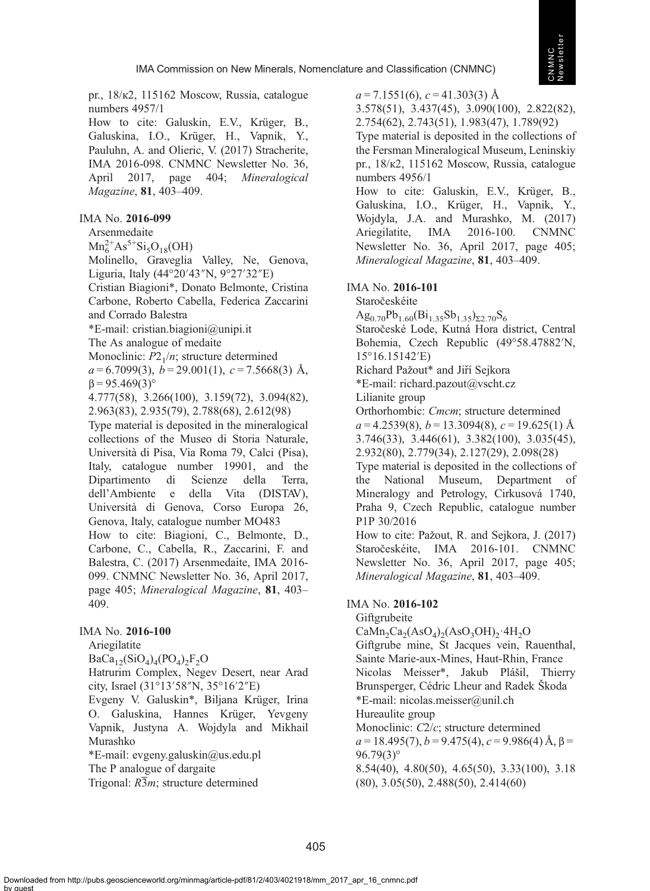pr., 18/к2, 115162 Moscow, Russia, catalogue numbers 4957/1

How to cite: Galuskin, E.V., Krüger, B., Galuskina, I.O., Krüger, H., Vapnik, Y., Pauluhn, A. and Olieric, V. (2017) Stracherite, IMA 2016-098. CNMNC Newsletter No. 36, April 2017, page 404; *Mineralogical Magazine*, **81**, 403–409.

IMA No. **2016-099**

Arsenmedaite

$Mn_6^{2+}As^{5+}Si_5O_{18}(OH)$

Molinello, Graveglia Valley, Ne, Genova, Liguria, Italy (44°20′43″N, 9°27′32″E)

Cristian Biagioni*, Donato Belmonte, Cristina Carbone, Roberto Cabella, Federica Zaccarini and Corrado Balestra

*E-mail: cristian.biagioni@unipi.it

The As analogue of medaite

Monoclinic: $P2_1/n$; structure determined

$a$ = 6.7099(3), $b$ = 29.001(1), $c$ = 7.5668(3) Å, β = 95.469(3)°

4.777(58), 3.266(100), 3.159(72), 3.094(82), 2.963(83), 2.935(79), 2.788(68), 2.612(98)

Type material is deposited in the mineralogical collections of the Museo di Storia Naturale, Università di Pisa, Via Roma 79, Calci (Pisa), Italy, catalogue number 19901, and the Dipartimento di Scienze della Terra, dell'Ambiente e della Vita (DISTAV), Università di Genova, Corso Europa 26, Genova, Italy, catalogue number MO483

How to cite: Biagioni, C., Belmonte, D., Carbone, C., Cabella, R., Zaccarini, F. and Balestra, C. (2017) Arsenmedaite, IMA 2016-099. CNMNC Newsletter No. 36, April 2017, page 405; *Mineralogical Magazine*, **81**, 403–409.

IMA No. **2016-100**

Ariegilatite

$BaCa_{12}(SiO_4)_4(PO_4)_2F_2O$

Hatrurim Complex, Negev Desert, near Arad city, Israel (31°13′58″N, 35°16′2″E)

Evgeny V. Galuskin*, Biljana Krüger, Irina O. Galuskina, Hannes Krüger, Yevgeny Vapnik, Justyna A. Wojdyla and Mikhail Murashko

*E-mail: evgeny.galuskin@us.edu.pl

The P analogue of dargaite

Trigonal: $R\bar{3}m$; structure determined

$a$ = 7.1551(6), $c$ = 41.303(3) Å

3.578(51), 3.437(45), 3.090(100), 2.822(82), 2.754(62), 2.743(51), 1.983(47), 1.789(92)

Type material is deposited in the collections of the Fersman Mineralogical Museum, Leninskiy pr., 18/к2, 115162 Moscow, Russia, catalogue numbers 4956/1

How to cite: Galuskin, E.V., Krüger, B., Galuskina, I.O., Krüger, H., Vapnik, Y., Wojdyla, J.A. and Murashko, M. (2017) Ariegilatite, IMA 2016-100. CNMNC Newsletter No. 36, April 2017, page 405; *Mineralogical Magazine*, **81**, 403–409.

IMA No. **2016-101**

Staročeskéite

$Ag_{0.70}Pb_{1.60}(Bi_{1.35}Sb_{1.35})_{\Sigma 2.70}S_6$

Staročeské Lode, Kutná Hora district, Central Bohemia, Czech Republic (49°58.47882′N, 15°16.15142′E)

Richard Pažout* and Jiří Sejkora

*E-mail: richard.pazout@vscht.cz

Lilianite group

Orthorhombic: *Cmcm*; structure determined

$a$ = 4.2539(8), $b$ = 13.3094(8), $c$ = 19.625(1) Å

3.746(33), 3.446(61), 3.382(100), 3.035(45), 2.932(80), 2.779(34), 2.127(29), 2.098(28)

Type material is deposited in the collections of the National Museum, Department of Mineralogy and Petrology, Cirkusová 1740, Praha 9, Czech Republic, catalogue number P1P 30/2016

How to cite: Pažout, R. and Sejkora, J. (2017) Staročeskéite, IMA 2016-101. CNMNC Newsletter No. 36, April 2017, page 405; *Mineralogical Magazine*, **81**, 403–409.

IMA No. **2016-102**

Giftgrubeite

$CaMn_2Ca_2(AsO_4)_2(AsO_3OH)_2{\cdot}4H_2O$

Giftgrube mine, St Jacques vein, Rauenthal, Sainte Marie-aux-Mines, Haut-Rhin, France

Nicolas Meisser*, Jakub Plášil, Thierry Brunsperger, Cédric Lheur and Radek Škoda

*E-mail: nicolas.meisser@unil.ch

Hureaulite group

Monoclinic: $C2/c$; structure determined

$a$ = 18.495(7), $b$ = 9.475(4), $c$ = 9.986(4) Å, β = 96.79(3)°

8.54(40), 4.80(50), 4.65(50), 3.33(100), 3.18 (80), 3.05(50), 2.488(50), 2.414(60)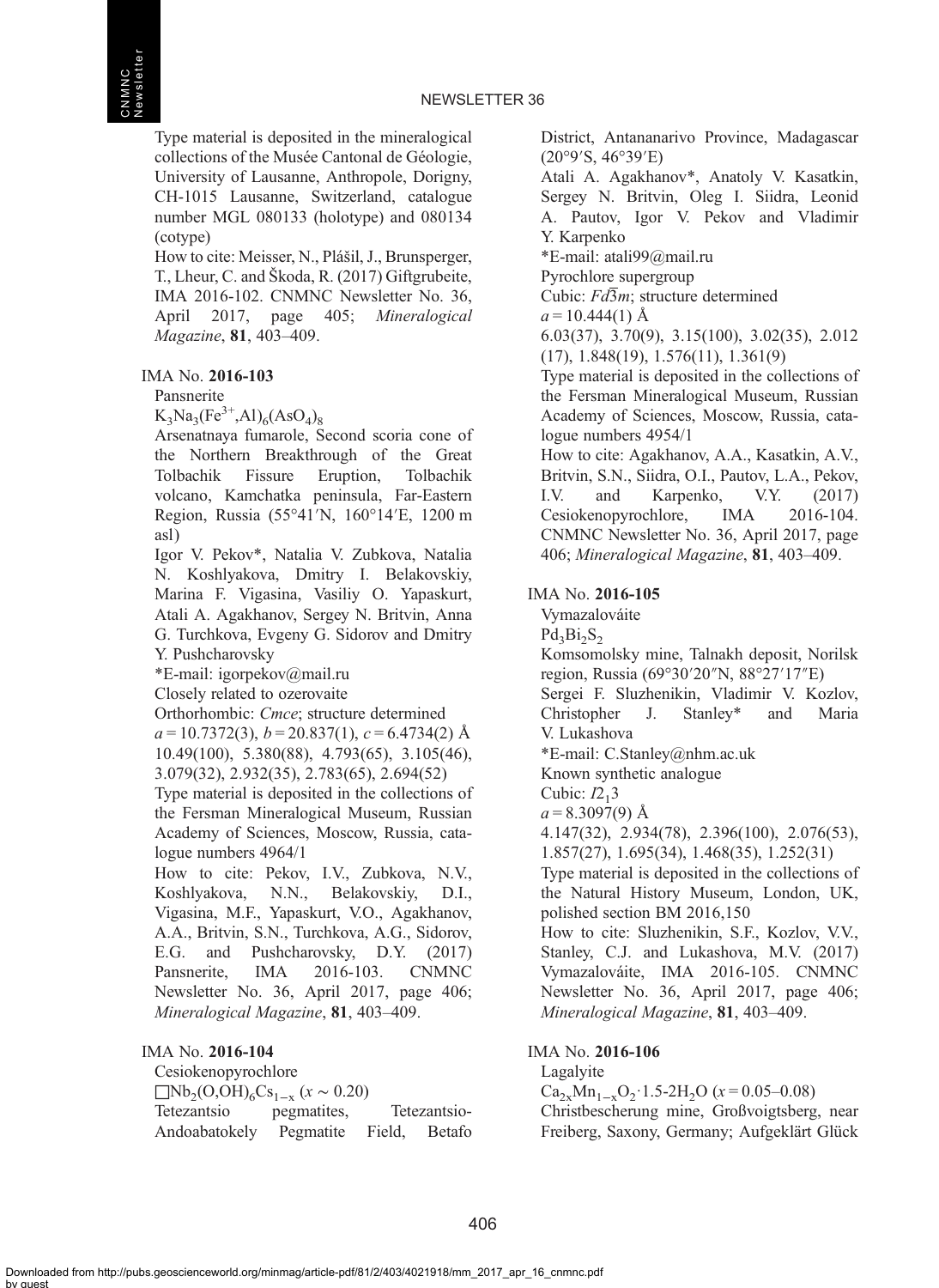Type material is deposited in the mineralogical collections of the Musée Cantonal de Géologie, University of Lausanne, Anthropole, Dorigny, CH-1015 Lausanne, Switzerland, catalogue number MGL 080133 (holotype) and 080134 (cotype)

How to cite: Meisser, N., Plášil, J., Brunsperger, T., Lheur, C. and Škoda, R. (2017) Giftgrubeite, IMA 2016-102. CNMNC Newsletter No. 36, April 2017, page 405; *Mineralogical Magazine*, **81**, 403–409.

IMA No. **2016-103**

Pansnerite

$K_3Na_3(Fe^{3+},Al)_6(AsO_4)_8$

Arsenatnaya fumarole, Second scoria cone of the Northern Breakthrough of the Great Tolbachik Fissure Eruption, Tolbachik volcano, Kamchatka peninsula, Far-Eastern Region, Russia (55°41′N, 160°14′E, 1200 m asl)

Igor V. Pekov*, Natalia V. Zubkova, Natalia N. Koshlyakova, Dmitry I. Belakovskiy, Marina F. Vigasina, Vasiliy O. Yapaskurt, Atali A. Agakhanov, Sergey N. Britvin, Anna G. Turchkova, Evgeny G. Sidorov and Dmitry Y. Pushcharovsky

*E-mail: igorpekov@mail.ru

Closely related to ozerovaite

Orthorhombic: *Cmce*; structure determined

$a$ = 10.7372(3), $b$ = 20.837(1), $c$ = 6.4734(2) Å

10.49(100), 5.380(88), 4.793(65), 3.105(46), 3.079(32), 2.932(35), 2.783(65), 2.694(52)

Type material is deposited in the collections of the Fersman Mineralogical Museum, Russian Academy of Sciences, Moscow, Russia, catalogue numbers 4964/1

How to cite: Pekov, I.V., Zubkova, N.V., Koshlyakova, N.N., Belakovskiy, D.I., Vigasina, M.F., Yapaskurt, V.O., Agakhanov, A.A., Britvin, S.N., Turchkova, A.G., Sidorov, E.G. and Pushcharovsky, D.Y. (2017) Pansnerite, IMA 2016-103. CNMNC Newsletter No. 36, April 2017, page 406; *Mineralogical Magazine*, **81**, 403–409.

IMA No. **2016-104**

Cesiokenopyrochlore

$\square Nb_2(O,OH)_6Cs_{1-x}$ ($x \sim 0.20$)

Tetezantsio pegmatites, Tetezantsio-Andoabatokely Pegmatite Field, Betafo District, Antananarivo Province, Madagascar (20°9′S, 46°39′E)

Atali A. Agakhanov*, Anatoly V. Kasatkin, Sergey N. Britvin, Oleg I. Siidra, Leonid A. Pautov, Igor V. Pekov and Vladimir Y. Karpenko

*E-mail: atali99@mail.ru

Pyrochlore supergroup

Cubic: $Fd\bar{3}m$; structure determined

$a$ = 10.444(1) Å

6.03(37), 3.70(9), 3.15(100), 3.02(35), 2.012 (17), 1.848(19), 1.576(11), 1.361(9)

Type material is deposited in the collections of the Fersman Mineralogical Museum, Russian Academy of Sciences, Moscow, Russia, catalogue numbers 4954/1

How to cite: Agakhanov, A.A., Kasatkin, A.V., Britvin, S.N., Siidra, O.I., Pautov, L.A., Pekov, I.V. and Karpenko, V.Y. (2017) Cesiokenopyrochlore, IMA 2016-104. CNMNC Newsletter No. 36, April 2017, page 406; *Mineralogical Magazine*, **81**, 403–409.

IMA No. **2016-105**

Vymazalováite

$Pd_3Bi_2S_2$

Komsomolsky mine, Talnakh deposit, Norilsk region, Russia (69°30′20″N, 88°27′17″E)

Sergei F. Sluzhenikin, Vladimir V. Kozlov, Christopher J. Stanley* and Maria V. Lukashova

*E-mail: C.Stanley@nhm.ac.uk

Known synthetic analogue

Cubic: $I2_13$

$a$ = 8.3097(9) Å

4.147(32), 2.934(78), 2.396(100), 2.076(53), 1.857(27), 1.695(34), 1.468(35), 1.252(31)

Type material is deposited in the collections of the Natural History Museum, London, UK, polished section BM 2016,150

How to cite: Sluzhenikin, S.F., Kozlov, V.V., Stanley, C.J. and Lukashova, M.V. (2017) Vymazalováite, IMA 2016-105. CNMNC Newsletter No. 36, April 2017, page 406; *Mineralogical Magazine*, **81**, 403–409.

IMA No. **2016-106**

Lagalyite

$Ca_{2x}Mn_{1-x}O_2 \cdot 1.5\text{-}2H_2O$ ($x$ = 0.05–0.08)

Christbescherung mine, Großvoigtsberg, near Freiberg, Saxony, Germany; Aufgeklärt Glück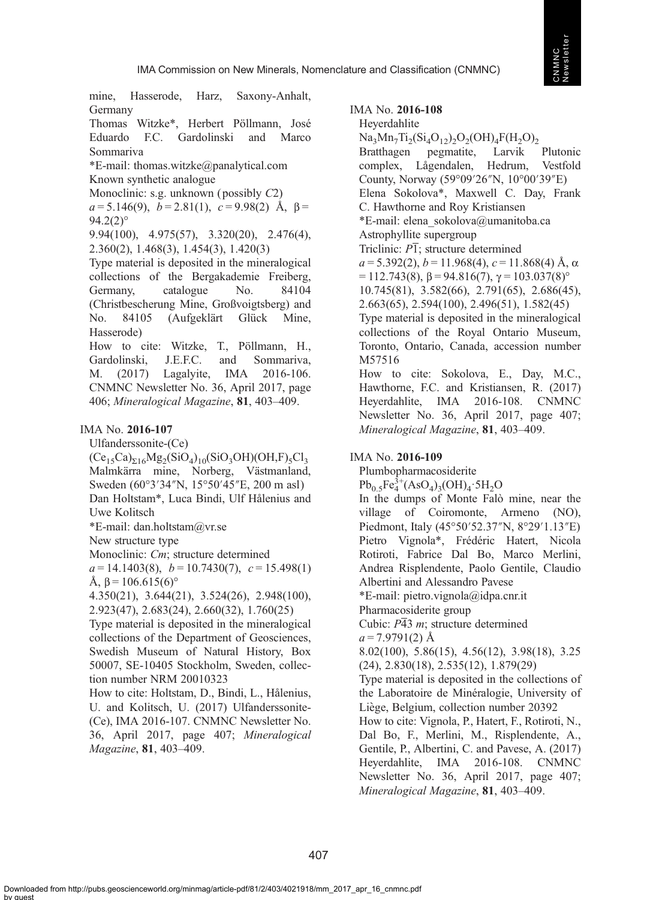mine, Hasserode, Harz, Saxony-Anhalt, Germany
Thomas Witzke*, Herbert Pöllmann, José Eduardo F.C. Gardolinski and Marco Sommariva
*E-mail: thomas.witzke@panalytical.com
Known synthetic analogue
Monoclinic: s.g. unknown (possibly *C*2)
$a = 5.146(9)$, $b = 2.81(1)$, $c = 9.98(2)$ Å, $\beta = 94.2(2)°$
9.94(100), 4.975(57), 3.320(20), 2.476(4), 2.360(2), 1.468(3), 1.454(3), 1.420(3)
Type material is deposited in the mineralogical collections of the Bergakademie Freiberg, Germany, catalogue No. 84104 (Christbescherung Mine, Großvoigtsberg) and No. 84105 (Aufgeklärt Glück Mine, Hasserode)
How to cite: Witzke, T., Pöllmann, H., Gardolinski, J.E.F.C. and Sommariva, M. (2017) Lagalyite, IMA 2016-106. CNMNC Newsletter No. 36, April 2017, page 406; *Mineralogical Magazine*, **81**, 403–409.

IMA No. **2016-107**
Ulfanderssonite-(Ce)
$(Ce_{15}Ca)_{\Sigma 16}Mg_2(SiO_4)_{10}(SiO_3OH)(OH,F)_5Cl_3$
Malmkärra mine, Norberg, Västmanland, Sweden (60°3′34″N, 15°50′45″E, 200 m asl)
Dan Holtstam*, Luca Bindi, Ulf Hålenius and Uwe Kolitsch
*E-mail: dan.holtstam@vr.se
New structure type
Monoclinic: *Cm*; structure determined
$a = 14.1403(8)$, $b = 10.7430(7)$, $c = 15.498(1)$ Å, $\beta = 106.615(6)°$
4.350(21), 3.644(21), 3.524(26), 2.948(100), 2.923(47), 2.683(24), 2.660(32), 1.760(25)
Type material is deposited in the mineralogical collections of the Department of Geosciences, Swedish Museum of Natural History, Box 50007, SE-10405 Stockholm, Sweden, collection number NRM 20010323
How to cite: Holtstam, D., Bindi, L., Hålenius, U. and Kolitsch, U. (2017) Ulfanderssonite-(Ce), IMA 2016-107. CNMNC Newsletter No. 36, April 2017, page 407; *Mineralogical Magazine*, **81**, 403–409.

IMA No. **2016-108**
Heyerdahlite
$Na_3Mn_7Ti_2(Si_4O_{12})_2O_2(OH)_4F(H_2O)_2$
Bratthagen pegmatite, Larvik Plutonic complex, Lågendalen, Hedrum, Vestfold County, Norway (59°09′26″N, 10°00′39″E)
Elena Sokolova*, Maxwell C. Day, Frank C. Hawthorne and Roy Kristiansen
*E-mail: elena_sokolova@umanitoba.ca
Astrophyllite supergroup
Triclinic: $P\overline{1}$; structure determined
$a = 5.392(2)$, $b = 11.968(4)$, $c = 11.868(4)$ Å, $\alpha = 112.743(8)$, $\beta = 94.816(7)$, $\gamma = 103.037(8)°$
10.745(81), 3.582(66), 2.791(65), 2.686(45), 2.663(65), 2.594(100), 2.496(51), 1.582(45)
Type material is deposited in the mineralogical collections of the Royal Ontario Museum, Toronto, Ontario, Canada, accession number M57516
How to cite: Sokolova, E., Day, M.C., Hawthorne, F.C. and Kristiansen, R. (2017) Heyerdahlite, IMA 2016-108. CNMNC Newsletter No. 36, April 2017, page 407; *Mineralogical Magazine*, **81**, 403–409.

IMA No. **2016-109**
Plumbopharmacosiderite
$Pb_{0.5}Fe^{3+}_4(AsO_4)_3(OH)_4{\cdot}5H_2O$
In the dumps of Monte Falò mine, near the village of Coiromonte, Armeno (NO), Piedmont, Italy (45°50′52.37″N, 8°29′1.13″E)
Pietro Vignola*, Frédéric Hatert, Nicola Rotiroti, Fabrice Dal Bo, Marco Merlini, Andrea Risplendente, Paolo Gentile, Claudio Albertini and Alessandro Pavese
*E-mail: pietro.vignola@idpa.cnr.it
Pharmacosiderite group
Cubic: $P\overline{4}3m$; structure determined
$a = 7.9791(2)$ Å
8.02(100), 5.86(15), 4.56(12), 3.98(18), 3.25 (24), 2.830(18), 2.535(12), 1.879(29)
Type material is deposited in the collections of the Laboratoire de Minéralogie, University of Liège, Belgium, collection number 20392
How to cite: Vignola, P., Hatert, F., Rotiroti, N., Dal Bo, F., Merlini, M., Risplendente, A., Gentile, P., Albertini, C. and Pavese, A. (2017) Heyerdahlite, IMA 2016-108. CNMNC Newsletter No. 36, April 2017, page 407; *Mineralogical Magazine*, **81**, 403–409.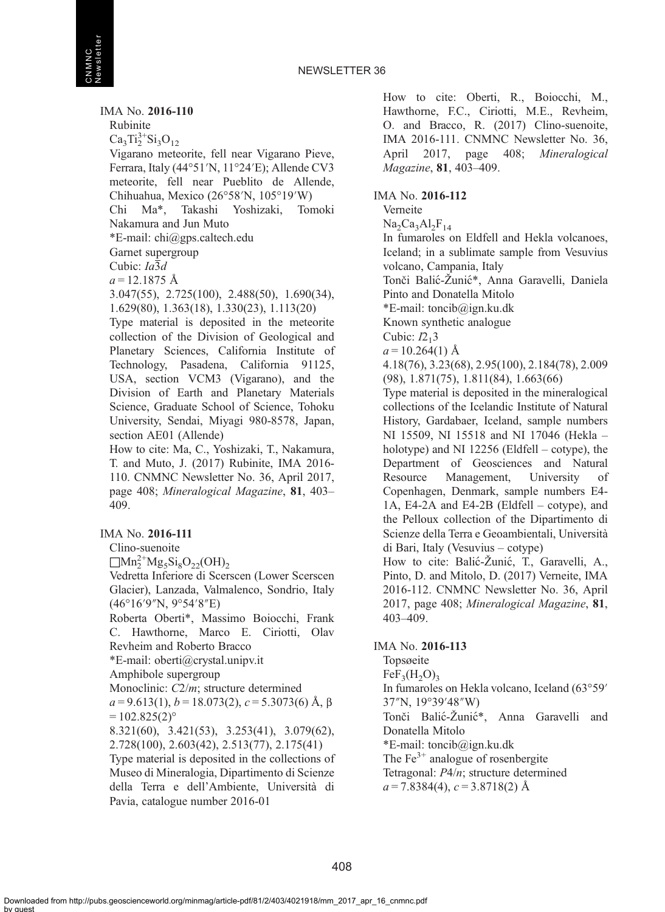IMA No. **2016-110**

Rubinite

$Ca_3Ti^{3+}_2Si_3O_{12}$

Vigarano meteorite, fell near Vigarano Pieve, Ferrara, Italy (44°51′N, 11°24′E); Allende CV3 meteorite, fell near Pueblito de Allende, Chihuahua, Mexico (26°58′N, 105°19′W)

Chi Ma*, Takashi Yoshizaki, Tomoki Nakamura and Jun Muto

*E-mail: chi@gps.caltech.edu

Garnet supergroup

Cubic: *Ia*$\bar{3}$*d*

$a$ = 12.1875 Å

3.047(55), 2.725(100), 2.488(50), 1.690(34), 1.629(80), 1.363(18), 1.330(23), 1.113(20)

Type material is deposited in the meteorite collection of the Division of Geological and Planetary Sciences, California Institute of Technology, Pasadena, California 91125, USA, section VCM3 (Vigarano), and the Division of Earth and Planetary Materials Science, Graduate School of Science, Tohoku University, Sendai, Miyagi 980-8578, Japan, section AE01 (Allende)

How to cite: Ma, C., Yoshizaki, T., Nakamura, T. and Muto, J. (2017) Rubinite, IMA 2016-110. CNMNC Newsletter No. 36, April 2017, page 408; *Mineralogical Magazine*, **81**, 403–409.

IMA No. **2016-111**

Clino-suenoite

$\square Mn^{2+}_2Mg_5Si_8O_{22}(OH)_2$

Vedretta Inferiore di Scerscen (Lower Scerscen Glacier), Lanzada, Valmalenco, Sondrio, Italy (46°16′9″N, 9°54′8″E)

Roberta Oberti*, Massimo Boiocchi, Frank C. Hawthorne, Marco E. Ciriotti, Olav Revheim and Roberto Bracco

*E-mail: oberti@crystal.unipv.it

Amphibole supergroup

Monoclinic: *C*2/*m*; structure determined

$a$ = 9.613(1), $b$ = 18.073(2), $c$ = 5.3073(6) Å, β = 102.825(2)°

8.321(60), 3.421(53), 3.253(41), 3.079(62), 2.728(100), 2.603(42), 2.513(77), 2.175(41)

Type material is deposited in the collections of Museo di Mineralogia, Dipartimento di Scienze della Terra e dell'Ambiente, Università di Pavia, catalogue number 2016-01

How to cite: Oberti, R., Boiocchi, M., Hawthorne, F.C., Ciriotti, M.E., Revheim, O. and Bracco, R. (2017) Clino-suenoite, IMA 2016-111. CNMNC Newsletter No. 36, April 2017, page 408; *Mineralogical Magazine*, **81**, 403–409.

IMA No. **2016-112**

Verneite

$Na_2Ca_3Al_2F_{14}$

In fumaroles on Eldfell and Hekla volcanoes, Iceland; in a sublimate sample from Vesuvius volcano, Campania, Italy

Tonči Balić-Žunić*, Anna Garavelli, Daniela Pinto and Donatella Mitolo

*E-mail: toncib@ign.ku.dk

Known synthetic analogue

Cubic: $I2_13$

$a$ = 10.264(1) Å

4.18(76), 3.23(68), 2.95(100), 2.184(78), 2.009 (98), 1.871(75), 1.811(84), 1.663(66)

Type material is deposited in the mineralogical collections of the Icelandic Institute of Natural History, Gardabaer, Iceland, sample numbers NI 15509, NI 15518 and NI 17046 (Hekla – holotype) and NI 12256 (Eldfell – cotype), the Department of Geosciences and Natural Resource Management, University of Copenhagen, Denmark, sample numbers E4-1A, E4-2A and E4-2B (Eldfell – cotype), and the Pelloux collection of the Dipartimento di Scienze della Terra e Geoambientali, Università di Bari, Italy (Vesuvius – cotype)

How to cite: Balić-Žunić, T., Garavelli, A., Pinto, D. and Mitolo, D. (2017) Verneite, IMA 2016-112. CNMNC Newsletter No. 36, April 2017, page 408; *Mineralogical Magazine*, **81**, 403–409.

IMA No. **2016-113**

Topsøeite

$FeF_3(H_2O)_3$

In fumaroles on Hekla volcano, Iceland (63°59′37″N, 19°39′48″W)

Tonči Balić-Žunić*, Anna Garavelli and Donatella Mitolo

*E-mail: toncib@ign.ku.dk

The $Fe^{3+}$ analogue of rosenbergite

Tetragonal: *P*4/*n*; structure determined

$a$ = 7.8384(4), $c$ = 3.8718(2) Å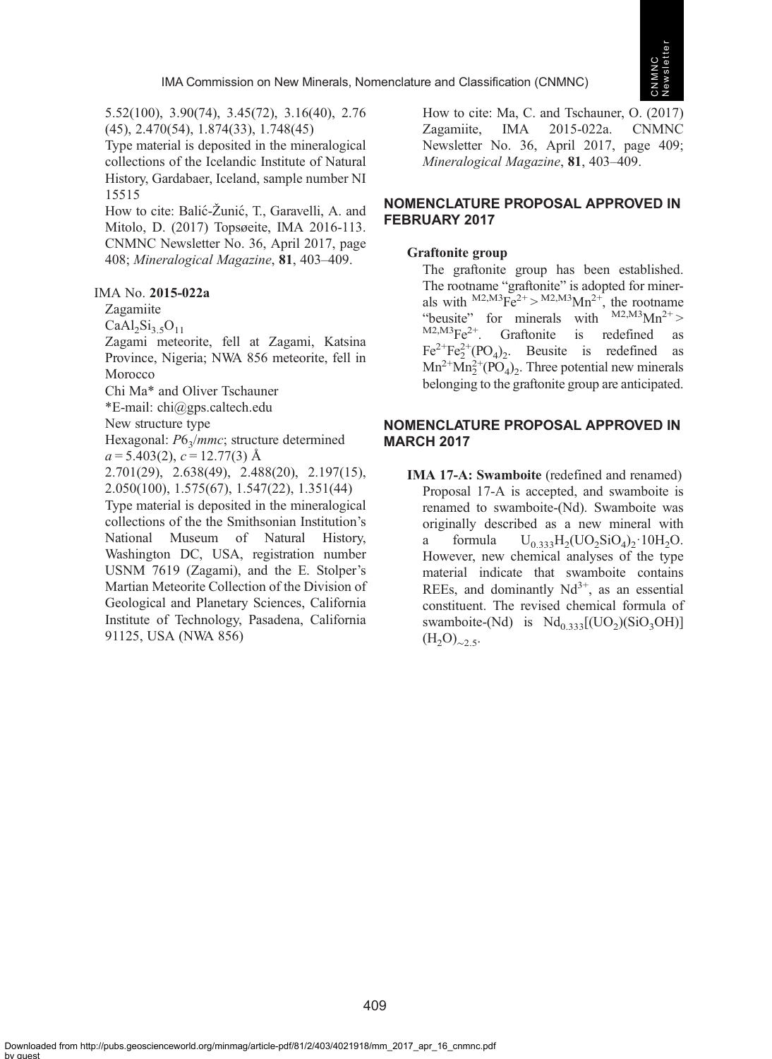5.52(100), 3.90(74), 3.45(72), 3.16(40), 2.76 (45), 2.470(54), 1.874(33), 1.748(45)

Type material is deposited in the mineralogical collections of the Icelandic Institute of Natural History, Gardabaer, Iceland, sample number NI 15515

How to cite: Balić-Žunić, T., Garavelli, A. and Mitolo, D. (2017) Topsøeite, IMA 2016-113. CNMNC Newsletter No. 36, April 2017, page 408; *Mineralogical Magazine*, **81**, 403–409.

IMA No. **2015-022a**

Zagamiite

$CaAl_2Si_{3.5}O_{11}$

Zagami meteorite, fell at Zagami, Katsina Province, Nigeria; NWA 856 meteorite, fell in Morocco

Chi Ma* and Oliver Tschauner

*E-mail: chi@gps.caltech.edu

New structure type

Hexagonal: $P6_3/mmc$; structure determined

$a$ = 5.403(2), $c$ = 12.77(3) Å

2.701(29), 2.638(49), 2.488(20), 2.197(15), 2.050(100), 1.575(67), 1.547(22), 1.351(44)

Type material is deposited in the mineralogical collections of the the Smithsonian Institution's National Museum of Natural History, Washington DC, USA, registration number USNM 7619 (Zagami), and the E. Stolper's Martian Meteorite Collection of the Division of Geological and Planetary Sciences, California Institute of Technology, Pasadena, California 91125, USA (NWA 856)

How to cite: Ma, C. and Tschauner, O. (2017) Zagamiite, IMA 2015-022a. CNMNC Newsletter No. 36, April 2017, page 409; *Mineralogical Magazine*, **81**, 403–409.

## NOMENCLATURE PROPOSAL APPROVED IN FEBRUARY 2017

### Graftonite group

The graftonite group has been established. The rootname "graftonite" is adopted for minerals with $^{M2,M3}Fe^{2+} > {}^{M2,M3}Mn^{2+}$, the rootname "beusite" for minerals with $^{M2,M3}Mn^{2+} > {}^{M2,M3}Fe^{2+}$. Graftonite is redefined as $Fe^{2+}Fe^{2+}_2(PO_4)_2$. Beusite is redefined as $Mn^{2+}Mn^{2+}_2(PO_4)_2$. Three potential new minerals belonging to the graftonite group are anticipated.

## NOMENCLATURE PROPOSAL APPROVED IN MARCH 2017

**IMA 17-A: Swamboite** (redefined and renamed)

Proposal 17-A is accepted, and swamboite is renamed to swamboite-(Nd). Swamboite was originally described as a new mineral with a formula $U_{0.333}H_2(UO_2SiO_4)_2{\cdot}10H_2O$. However, new chemical analyses of the type material indicate that swamboite contains REEs, and dominantly $Nd^{3+}$, as an essential constituent. The revised chemical formula of swamboite-(Nd) is $Nd_{0.333}[(UO_2)(SiO_3OH)](H_2O)_{\sim 2.5}$.